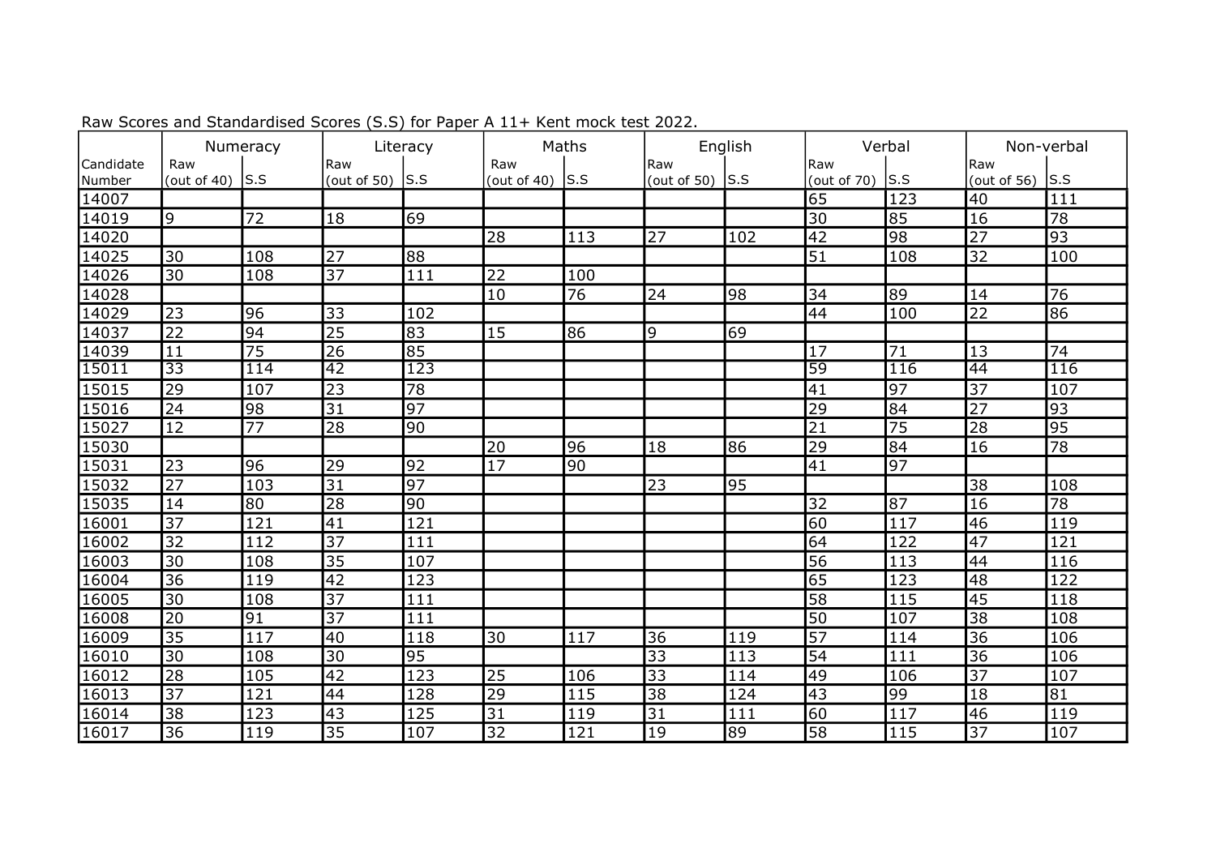Raw Scores and Standardised Scores (S.S) for Paper A 11+ Kent mock test 2022.

| | Numeracy | | Literacy | | Maths | | English | | Verbal | | Non-verbal | |
|---|---|---|---|---|---|---|---|---|---|---|---|---|
| Candidate Number | Raw (out of 40) | S.S | Raw (out of 50) | S.S | Raw (out of 40) | S.S | Raw (out of 50) | S.S | Raw (out of 70) | S.S | Raw (out of 56) | S.S |
| 14007 | | | | | | | | | 65 | 123 | 40 | 111 |
| 14019 | 9 | 72 | 18 | 69 | | | | | 30 | 85 | 16 | 78 |
| 14020 | | | | | 28 | 113 | 27 | 102 | 42 | 98 | 27 | 93 |
| 14025 | 30 | 108 | 27 | 88 | | | | | 51 | 108 | 32 | 100 |
| 14026 | 30 | 108 | 37 | 111 | 22 | 100 | | | | | | |
| 14028 | | | | | 10 | 76 | 24 | 98 | 34 | 89 | 14 | 76 |
| 14029 | 23 | 96 | 33 | 102 | | | | | 44 | 100 | 22 | 86 |
| 14037 | 22 | 94 | 25 | 83 | 15 | 86 | 9 | 69 | | | | |
| 14039 | 11 | 75 | 26 | 85 | | | | | 17 | 71 | 13 | 74 |
| 15011 | 33 | 114 | 42 | 123 | | | | | 59 | 116 | 44 | 116 |
| 15015 | 29 | 107 | 23 | 78 | | | | | 41 | 97 | 37 | 107 |
| 15016 | 24 | 98 | 31 | 97 | | | | | 29 | 84 | 27 | 93 |
| 15027 | 12 | 77 | 28 | 90 | | | | | 21 | 75 | 28 | 95 |
| 15030 | | | | | 20 | 96 | 18 | 86 | 29 | 84 | 16 | 78 |
| 15031 | 23 | 96 | 29 | 92 | 17 | 90 | | | 41 | 97 | | |
| 15032 | 27 | 103 | 31 | 97 | | | 23 | 95 | | | 38 | 108 |
| 15035 | 14 | 80 | 28 | 90 | | | | | 32 | 87 | 16 | 78 |
| 16001 | 37 | 121 | 41 | 121 | | | | | 60 | 117 | 46 | 119 |
| 16002 | 32 | 112 | 37 | 111 | | | | | 64 | 122 | 47 | 121 |
| 16003 | 30 | 108 | 35 | 107 | | | | | 56 | 113 | 44 | 116 |
| 16004 | 36 | 119 | 42 | 123 | | | | | 65 | 123 | 48 | 122 |
| 16005 | 30 | 108 | 37 | 111 | | | | | 58 | 115 | 45 | 118 |
| 16008 | 20 | 91 | 37 | 111 | | | | | 50 | 107 | 38 | 108 |
| 16009 | 35 | 117 | 40 | 118 | 30 | 117 | 36 | 119 | 57 | 114 | 36 | 106 |
| 16010 | 30 | 108 | 30 | 95 | | | 33 | 113 | 54 | 111 | 36 | 106 |
| 16012 | 28 | 105 | 42 | 123 | 25 | 106 | 33 | 114 | 49 | 106 | 37 | 107 |
| 16013 | 37 | 121 | 44 | 128 | 29 | 115 | 38 | 124 | 43 | 99 | 18 | 81 |
| 16014 | 38 | 123 | 43 | 125 | 31 | 119 | 31 | 111 | 60 | 117 | 46 | 119 |
| 16017 | 36 | 119 | 35 | 107 | 32 | 121 | 19 | 89 | 58 | 115 | 37 | 107 |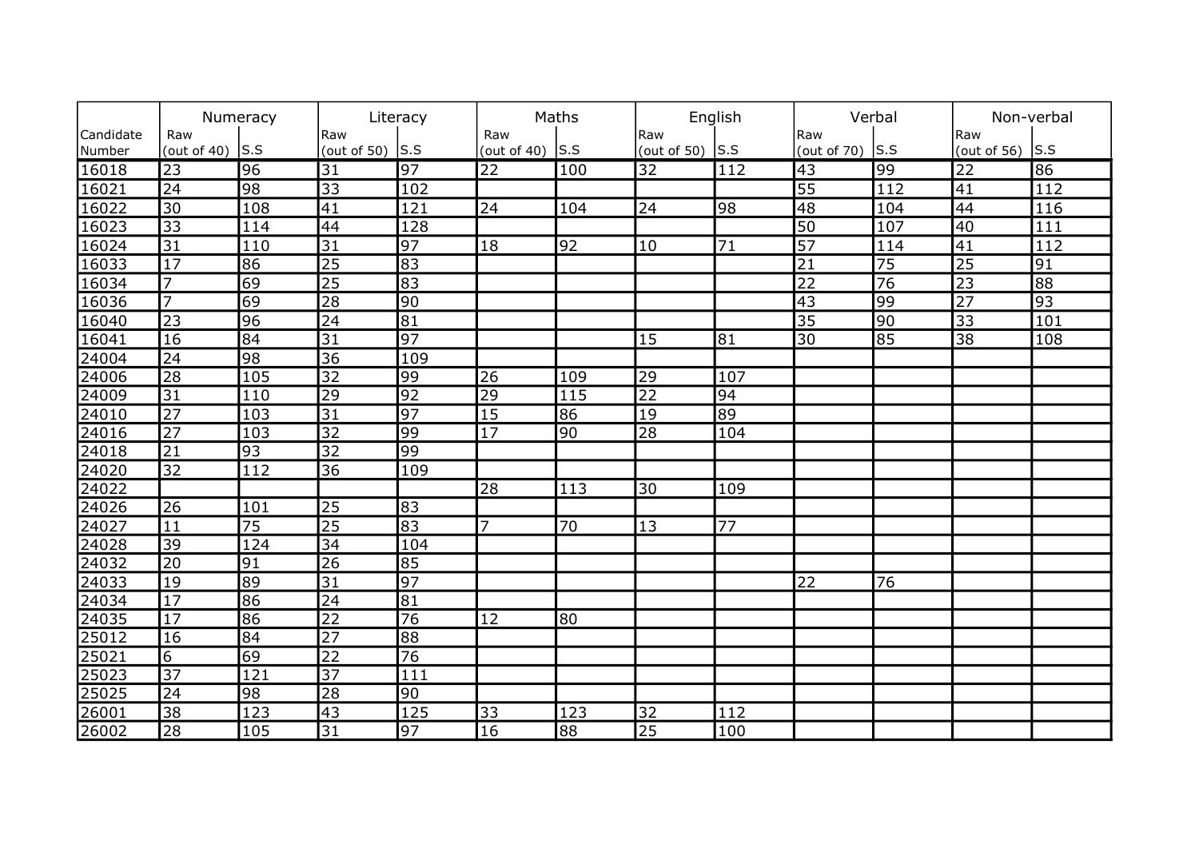| | Numeracy | | Literacy | | Maths | | English | | Verbal | | Non-verbal | |
|---|---|---|---|---|---|---|---|---|---|---|---|---|
| Candidate Number | Raw (out of 40) | S.S | Raw (out of 50) | S.S | Raw (out of 40) | S.S | Raw (out of 50) | S.S | Raw (out of 70) | S.S | Raw (out of 56) | S.S |
| 16018 | 23 | 96 | 31 | 97 | 22 | 100 | 32 | 112 | 43 | 99 | 22 | 86 |
| 16021 | 24 | 98 | 33 | 102 | | | | | 55 | 112 | 41 | 112 |
| 16022 | 30 | 108 | 41 | 121 | 24 | 104 | 24 | 98 | 48 | 104 | 44 | 116 |
| 16023 | 33 | 114 | 44 | 128 | | | | | 50 | 107 | 40 | 111 |
| 16024 | 31 | 110 | 31 | 97 | 18 | 92 | 10 | 71 | 57 | 114 | 41 | 112 |
| 16033 | 17 | 86 | 25 | 83 | | | | | 21 | 75 | 25 | 91 |
| 16034 | 7 | 69 | 25 | 83 | | | | | 22 | 76 | 23 | 88 |
| 16036 | 7 | 69 | 28 | 90 | | | | | 43 | 99 | 27 | 93 |
| 16040 | 23 | 96 | 24 | 81 | | | | | 35 | 90 | 33 | 101 |
| 16041 | 16 | 84 | 31 | 97 | | | 15 | 81 | 30 | 85 | 38 | 108 |
| 24004 | 24 | 98 | 36 | 109 | | | | | | | | |
| 24006 | 28 | 105 | 32 | 99 | 26 | 109 | 29 | 107 | | | | |
| 24009 | 31 | 110 | 29 | 92 | 29 | 115 | 22 | 94 | | | | |
| 24010 | 27 | 103 | 31 | 97 | 15 | 86 | 19 | 89 | | | | |
| 24016 | 27 | 103 | 32 | 99 | 17 | 90 | 28 | 104 | | | | |
| 24018 | 21 | 93 | 32 | 99 | | | | | | | | |
| 24020 | 32 | 112 | 36 | 109 | | | | | | | | |
| 24022 | | | | | 28 | 113 | 30 | 109 | | | | |
| 24026 | 26 | 101 | 25 | 83 | | | | | | | | |
| 24027 | 11 | 75 | 25 | 83 | 7 | 70 | 13 | 77 | | | | |
| 24028 | 39 | 124 | 34 | 104 | | | | | | | | |
| 24032 | 20 | 91 | 26 | 85 | | | | | | | | |
| 24033 | 19 | 89 | 31 | 97 | | | | | 22 | 76 | | |
| 24034 | 17 | 86 | 24 | 81 | | | | | | | | |
| 24035 | 17 | 86 | 22 | 76 | 12 | 80 | | | | | | |
| 25012 | 16 | 84 | 27 | 88 | | | | | | | | |
| 25021 | 6 | 69 | 22 | 76 | | | | | | | | |
| 25023 | 37 | 121 | 37 | 111 | | | | | | | | |
| 25025 | 24 | 98 | 28 | 90 | | | | | | | | |
| 26001 | 38 | 123 | 43 | 125 | 33 | 123 | 32 | 112 | | | | |
| 26002 | 28 | 105 | 31 | 97 | 16 | 88 | 25 | 100 | | | | |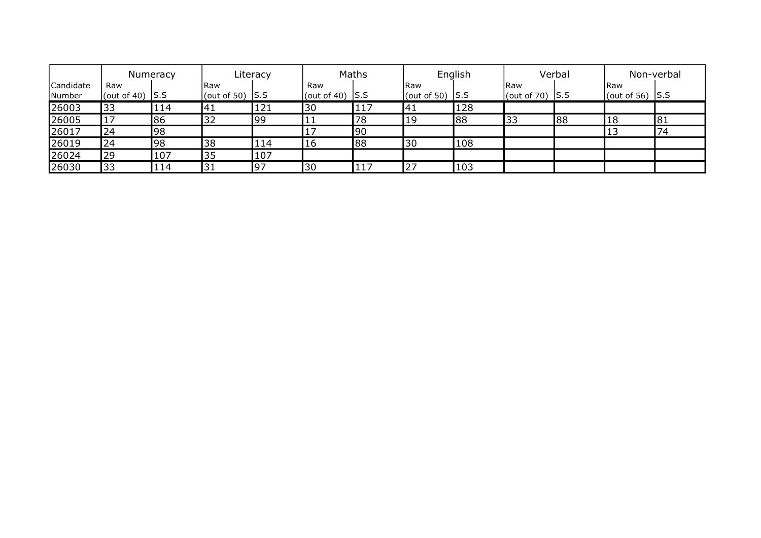| | Numeracy | | Literacy | | Maths | | English | | Verbal | | Non-verbal | |
|---|---|---|---|---|---|---|---|---|---|---|---|---|
| Candidate Number | Raw (out of 40) | S.S | Raw (out of 50) | S.S | Raw (out of 40) | S.S | Raw (out of 50) | S.S | Raw (out of 70) | S.S | Raw (out of 56) | S.S |
| 26003 | 33 | 114 | 41 | 121 | 30 | 117 | 41 | 128 | | | | |
| 26005 | 17 | 86 | 32 | 99 | 11 | 78 | 19 | 88 | 33 | 88 | 18 | 81 |
| 26017 | 24 | 98 | | | 17 | 90 | | | | | 13 | 74 |
| 26019 | 24 | 98 | 38 | 114 | 16 | 88 | 30 | 108 | | | | |
| 26024 | 29 | 107 | 35 | 107 | | | | | | | | |
| 26030 | 33 | 114 | 31 | 97 | 30 | 117 | 27 | 103 | | | | |